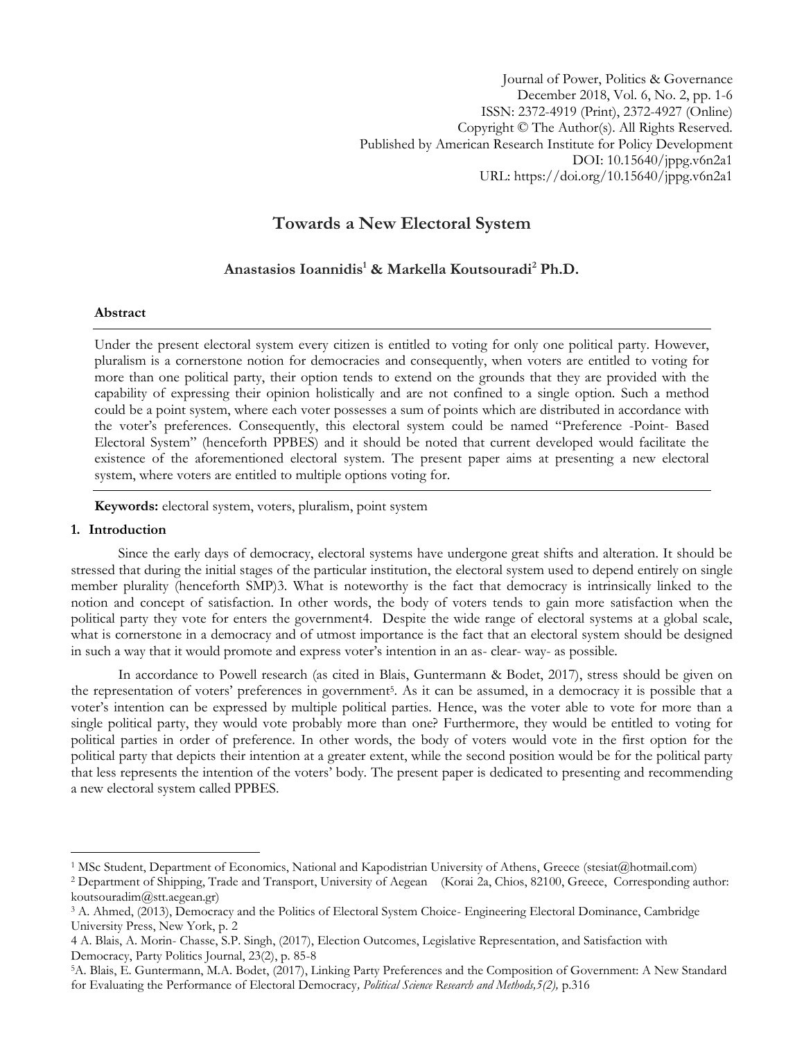Journal of Power, Politics & Governance
December 2018, Vol. 6, No. 2, pp. 1-6
ISSN: 2372-4919 (Print), 2372-4927 (Online)
Copyright © The Author(s). All Rights Reserved.
Published by American Research Institute for Policy Development
DOI: 10.15640/jppg.v6n2a1
URL: https://doi.org/10.15640/jppg.v6n2a1

# Towards a New Electoral System

**Anastasios Ioannidis[1] & Markella Koutsouradi[2] Ph.D.**

## Abstract

Under the present electoral system every citizen is entitled to voting for only one political party. However, pluralism is a cornerstone notion for democracies and consequently, when voters are entitled to voting for more than one political party, their option tends to extend on the grounds that they are provided with the capability of expressing their opinion holistically and are not confined to a single option. Such a method could be a point system, where each voter possesses a sum of points which are distributed in accordance with the voter's preferences. Consequently, this electoral system could be named "Preference -Point- Based Electoral System" (henceforth PPBES) and it should be noted that current developed would facilitate the existence of the aforementioned electoral system. The present paper aims at presenting a new electoral system, where voters are entitled to multiple options voting for.

**Keywords:** electoral system, voters, pluralism, point system

## 1. Introduction

Since the early days of democracy, electoral systems have undergone great shifts and alteration. It should be stressed that during the initial stages of the particular institution, the electoral system used to depend entirely on single member plurality (henceforth SMP)3. What is noteworthy is the fact that democracy is intrinsically linked to the notion and concept of satisfaction. In other words, the body of voters tends to gain more satisfaction when the political party they vote for enters the government4. Despite the wide range of electoral systems at a global scale, what is cornerstone in a democracy and of utmost importance is the fact that an electoral system should be designed in such a way that it would promote and express voter's intention in an as- clear- way- as possible.

In accordance to Powell research (as cited in Blais, Guntermann & Bodet, 2017), stress should be given on the representation of voters' preferences in government[5]. As it can be assumed, in a democracy it is possible that a voter's intention can be expressed by multiple political parties. Hence, was the voter able to vote for more than a single political party, they would vote probably more than one? Furthermore, they would be entitled to voting for political parties in order of preference. In other words, the body of voters would vote in the first option for the political party that depicts their intention at a greater extent, while the second position would be for the political party that less represents the intention of the voters' body. The present paper is dedicated to presenting and recommending a new electoral system called PPBES.

---

[1] MSc Student, Department of Economics, National and Kapodistrian University of Athens, Greece (stesiat@hotmail.com)

[2] Department of Shipping, Trade and Transport, University of Aegean (Korai 2a, Chios, 82100, Greece, Corresponding author: koutsouradim@stt.aegean.gr)

[3] A. Ahmed, (2013), Democracy and the Politics of Electoral System Choice- Engineering Electoral Dominance, Cambridge University Press, New York, p. 2

4 A. Blais, A. Morin- Chasse, S.P. Singh, (2017), Election Outcomes, Legislative Representation, and Satisfaction with Democracy, Party Politics Journal, 23(2), p. 85-8

[5] A. Blais, E. Guntermann, M.A. Bodet, (2017), Linking Party Preferences and the Composition of Government: A New Standard for Evaluating the Performance of Electoral Democracy*, Political Science Research and Methods,5(2),* p.316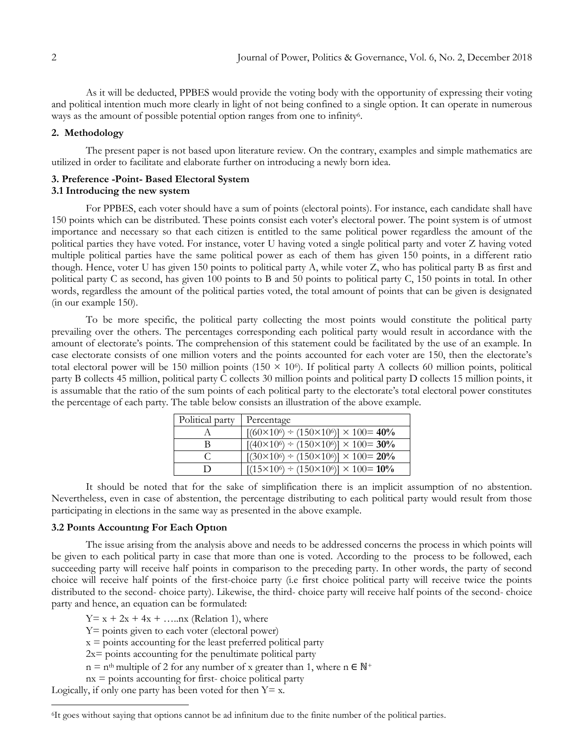As it will be deducted, PPBES would provide the voting body with the opportunity of expressing their voting and political intention much more clearly in light of not being confined to a single option. It can operate in numerous ways as the amount of possible potential option ranges from one to infinity[6].

## 2. Methodology

The present paper is not based upon literature review. On the contrary, examples and simple mathematics are utilized in order to facilitate and elaborate further on introducing a newly born idea.

## 3. Preference -Point- Based Electoral System

### 3.1 Introducing the new system

For PPBES, each voter should have a sum of points (electoral points). For instance, each candidate shall have 150 points which can be distributed. These points consist each voter's electoral power. The point system is of utmost importance and necessary so that each citizen is entitled to the same political power regardless the amount of the political parties they have voted. For instance, voter U having voted a single political party and voter Z having voted multiple political parties have the same political power as each of them has given 150 points, in a different ratio though. Hence, voter U has given 150 points to political party A, while voter Z, who has political party B as first and political party C as second, has given 100 points to B and 50 points to political party C, 150 points in total. In other words, regardless the amount of the political parties voted, the total amount of points that can be given is designated (in our example 150).

To be more specific, the political party collecting the most points would constitute the political party prevailing over the others. The percentages corresponding each political party would result in accordance with the amount of electorate's points. The comprehension of this statement could be facilitated by the use of an example. In case electorate consists of one million voters and the points accounted for each voter are 150, then the electorate's total electoral power will be 150 million points ($150 \times 10^6$). If political party A collects 60 million points, political party B collects 45 million, political party C collects 30 million points and political party D collects 15 million points, it is assumable that the ratio of the sum points of each political party to the electorate's total electoral power constitutes the percentage of each party. The table below consists an illustration of the above example.

| Political party | Percentage |
|---|---|
| A | $[(60\times10^6) \div (150\times10^6)] \times 100=$ **40%** |
| B | $[(40\times10^6) \div (150\times10^6)] \times 100=$ **30%** |
| C | $[(30\times10^6) \div (150\times10^6)] \times 100=$ **20%** |
| D | $[(15\times10^6) \div (150\times10^6)] \times 100=$ **10%** |

It should be noted that for the sake of simplification there is an implicit assumption of no abstention. Nevertheless, even in case of abstention, the percentage distributing to each political party would result from those participating in elections in the same way as presented in the above example.

### 3.2 Points Accounting For Each Option

The issue arising from the analysis above and needs to be addressed concerns the process in which points will be given to each political party in case that more than one is voted. According to the process to be followed, each succeeding party will receive half points in comparison to the preceding party. In other words, the party of second choice will receive half points of the first-choice party (i.e first choice political party will receive twice the points distributed to the second- choice party). Likewise, the third- choice party will receive half points of the second- choice party and hence, an equation can be formulated:

$Y= x + 2x + 4x + \ldots nx$ (Relation 1), where

$Y=$ points given to each voter (electoral power)

$x =$ points accounting for the least preferred political party

$2x=$ points accounting for the penultimate political party

$n = n^{th}$ multiple of 2 for any number of x greater than 1, where $n \in \mathbb{N}^+$

$nx =$ points accounting for first- choice political party

Logically, if only one party has been voted for then $Y= x$.

---

[6] It goes without saying that options cannot be ad infinitum due to the finite number of the political parties.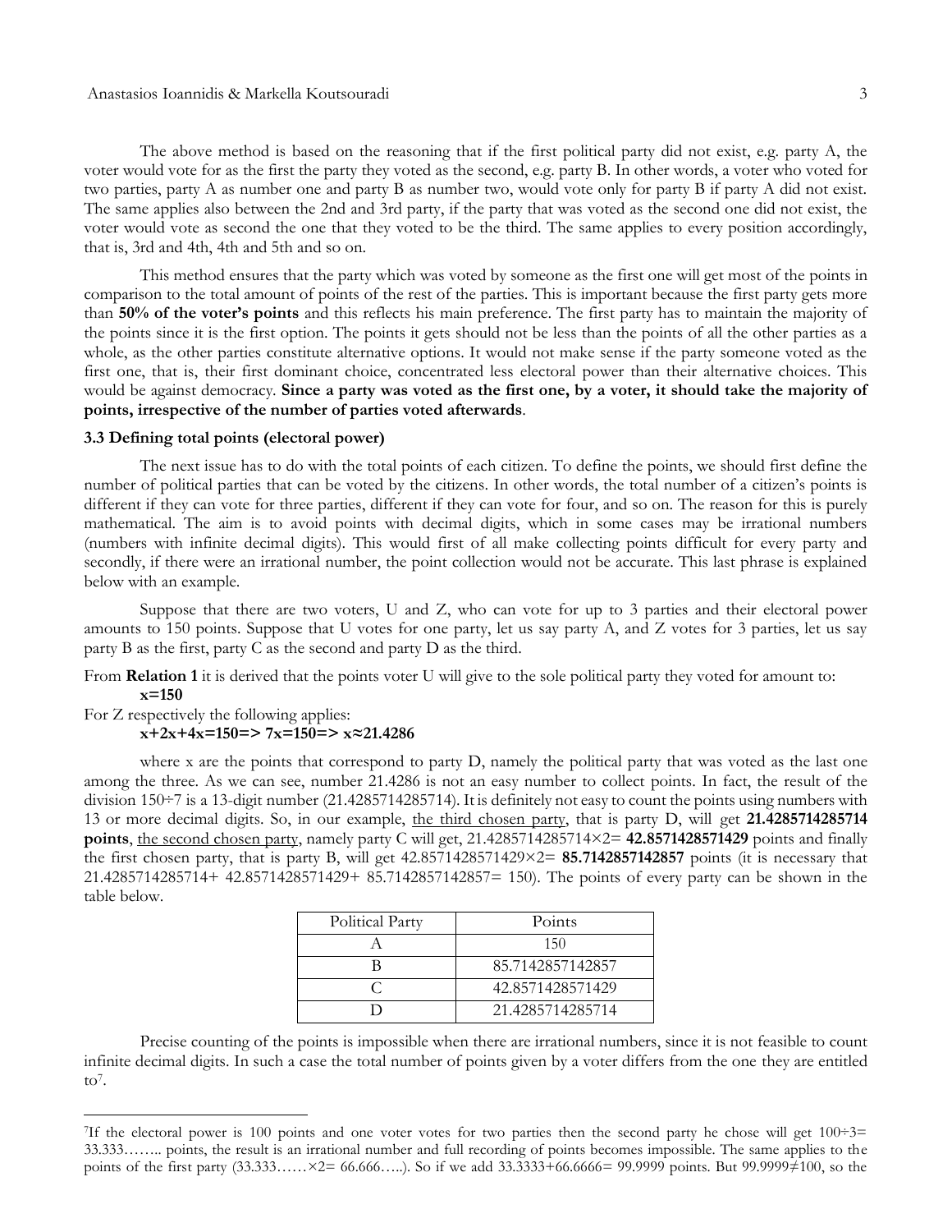The above method is based on the reasoning that if the first political party did not exist, e.g. party A, the voter would vote for as the first the party they voted as the second, e.g. party B. In other words, a voter who voted for two parties, party A as number one and party B as number two, would vote only for party B if party A did not exist. The same applies also between the 2nd and 3rd party, if the party that was voted as the second one did not exist, the voter would vote as second the one that they voted to be the third. The same applies to every position accordingly, that is, 3rd and 4th, 4th and 5th and so on.

This method ensures that the party which was voted by someone as the first one will get most of the points in comparison to the total amount of points of the rest of the parties. This is important because the first party gets more than **50% of the voter's points** and this reflects his main preference. The first party has to maintain the majority of the points since it is the first option. The points it gets should not be less than the points of all the other parties as a whole, as the other parties constitute alternative options. It would not make sense if the party someone voted as the first one, that is, their first dominant choice, concentrated less electoral power than their alternative choices. This would be against democracy. **Since a party was voted as the first one, by a voter, it should take the majority of points, irrespective of the number of parties voted afterwards**.

### 3.3 Defining total points (electoral power)

The next issue has to do with the total points of each citizen. To define the points, we should first define the number of political parties that can be voted by the citizens. In other words, the total number of a citizen's points is different if they can vote for three parties, different if they can vote for four, and so on. The reason for this is purely mathematical. The aim is to avoid points with decimal digits, which in some cases may be irrational numbers (numbers with infinite decimal digits). This would first of all make collecting points difficult for every party and secondly, if there were an irrational number, the point collection would not be accurate. This last phrase is explained below with an example.

Suppose that there are two voters, U and Z, who can vote for up to 3 parties and their electoral power amounts to 150 points. Suppose that U votes for one party, let us say party A, and Z votes for 3 parties, let us say party B as the first, party C as the second and party D as the third.

From **Relation 1** it is derived that the points voter U will give to the sole political party they voted for amount to:

$$x=150$$

For Z respectively the following applies:

$$x+2x+4x=150 \Rightarrow 7x=150 \Rightarrow x\approx 21.4286$$

where x are the points that correspond to party D, namely the political party that was voted as the last one among the three. As we can see, number 21.4286 is not an easy number to collect points. In fact, the result of the division 150÷7 is a 13-digit number (21.4285714285714). It is definitely not easy to count the points using numbers with 13 or more decimal digits. So, in our example, <u>the third chosen party</u>, that is party D, will get **21.4285714285714 points**, <u>the second chosen party</u>, namely party C will get, 21.4285714285714×2= **42.8571428571429** points and finally the first chosen party, that is party B, will get 42.8571428571429×2= **85.7142857142857** points (it is necessary that 21.4285714285714+ 42.8571428571429+ 85.7142857142857= 150). The points of every party can be shown in the table below.

| Political Party | Points |
|---|---|
| A | 150 |
| B | 85.7142857142857 |
| C | 42.8571428571429 |
| D | 21.4285714285714 |

Precise counting of the points is impossible when there are irrational numbers, since it is not feasible to count infinite decimal digits. In such a case the total number of points given by a voter differs from the one they are entitled to[7].

---

[7]If the electoral power is 100 points and one voter votes for two parties then the second party he chose will get 100÷3= 33.333…….. points, the result is an irrational number and full recording of points becomes impossible. The same applies to the points of the first party (33.333……×2= 66.666…..). So if we add 33.3333+66.6666= 99.9999 points. But 99.9999≠100, so the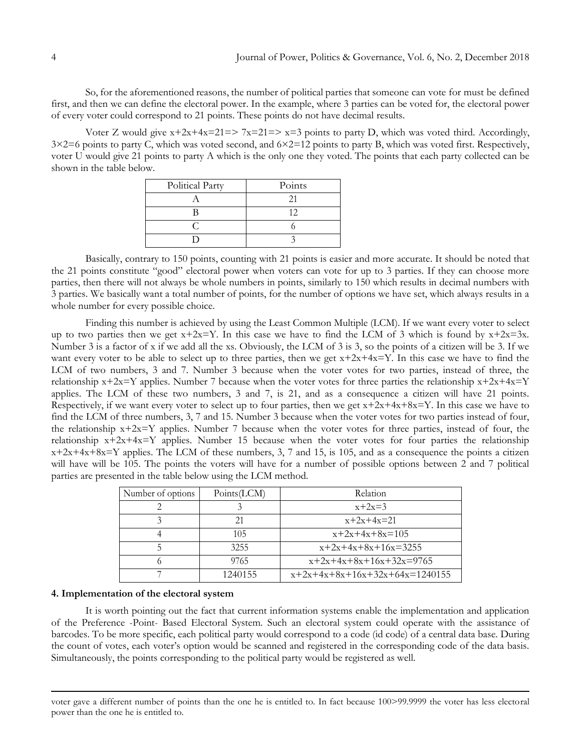So, for the aforementioned reasons, the number of political parties that someone can vote for must be defined first, and then we can define the electoral power. In the example, where 3 parties can be voted for, the electoral power of every voter could correspond to 21 points. These points do not have decimal results.

Voter Z would give $x+2x+4x=21 \Rightarrow 7x=21 \Rightarrow x=3$ points to party D, which was voted third. Accordingly, $3\times2=6$ points to party C, which was voted second, and $6\times2=12$ points to party B, which was voted first. Respectively, voter U would give 21 points to party A which is the only one they voted. The points that each party collected can be shown in the table below.

| Political Party | Points |
| --- | --- |
| A | 21 |
| B | 12 |
| C | 6 |
| D | 3 |

Basically, contrary to 150 points, counting with 21 points is easier and more accurate. It should be noted that the 21 points constitute "good" electoral power when voters can vote for up to 3 parties. If they can choose more parties, then there will not always be whole numbers in points, similarly to 150 which results in decimal numbers with 3 parties. We basically want a total number of points, for the number of options we have set, which always results in a whole number for every possible choice.

Finding this number is achieved by using the Least Common Multiple (LCM). If we want every voter to select up to two parties then we get $x+2x=Y$. In this case we have to find the LCM of 3 which is found by $x+2x=3x$. Number 3 is a factor of x if we add all the xs. Obviously, the LCM of 3 is 3, so the points of a citizen will be 3. If we want every voter to be able to select up to three parties, then we get $x+2x+4x=Y$. In this case we have to find the LCM of two numbers, 3 and 7. Number 3 because when the voter votes for two parties, instead of three, the relationship $x+2x=Y$ applies. Number 7 because when the voter votes for three parties the relationship $x+2x+4x=Y$ applies. The LCM of these two numbers, 3 and 7, is 21, and as a consequence a citizen will have 21 points. Respectively, if we want every voter to select up to four parties, then we get $x+2x+4x+8x=Y$. In this case we have to find the LCM of three numbers, 3, 7 and 15. Number 3 because when the voter votes for two parties instead of four, the relationship $x+2x=Y$ applies. Number 7 because when the voter votes for three parties, instead of four, the relationship $x+2x+4x=Y$ applies. Number 15 because when the voter votes for four parties the relationship $x+2x+4x+8x=Y$ applies. The LCM of these numbers, 3, 7 and 15, is 105, and as a consequence the points a citizen will have will be 105. The points the voters will have for a number of possible options between 2 and 7 political parties are presented in the table below using the LCM method.

| Number of options | Points(LCM) | Relation |
| --- | --- | --- |
| 2 | 3 | $x+2x=3$ |
| 3 | 21 | $x+2x+4x=21$ |
| 4 | 105 | $x+2x+4x+8x=105$ |
| 5 | 3255 | $x+2x+4x+8x+16x=3255$ |
| 6 | 9765 | $x+2x+4x+8x+16x+32x=9765$ |
| 7 | 1240155 | $x+2x+4x+8x+16x+32x+64x=1240155$ |

## 4. Implementation of the electoral system

It is worth pointing out the fact that current information systems enable the implementation and application of the Preference -Point- Based Electoral System. Such an electoral system could operate with the assistance of barcodes. To be more specific, each political party would correspond to a code (id code) of a central data base. During the count of votes, each voter's option would be scanned and registered in the corresponding code of the data basis. Simultaneously, the points corresponding to the political party would be registered as well.

---

voter gave a different number of points than the one he is entitled to. In fact because 100>99.9999 the voter has less electoral power than the one he is entitled to.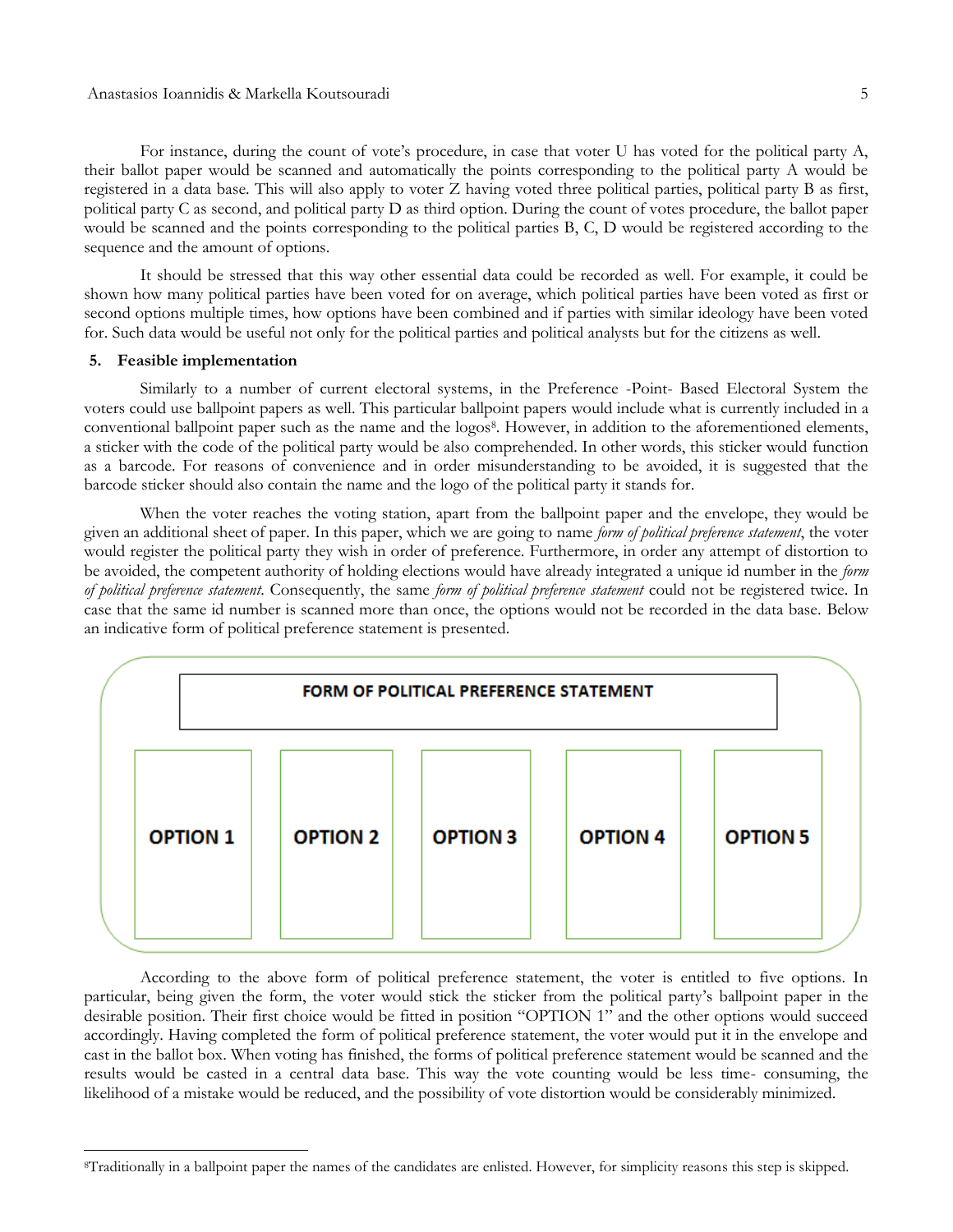For instance, during the count of vote's procedure, in case that voter U has voted for the political party A, their ballot paper would be scanned and automatically the points corresponding to the political party A would be registered in a data base. This will also apply to voter Z having voted three political parties, political party B as first, political party C as second, and political party D as third option. During the count of votes procedure, the ballot paper would be scanned and the points corresponding to the political parties B, C, D would be registered according to the sequence and the amount of options.

It should be stressed that this way other essential data could be recorded as well. For example, it could be shown how many political parties have been voted for on average, which political parties have been voted as first or second options multiple times, how options have been combined and if parties with similar ideology have been voted for. Such data would be useful not only for the political parties and political analysts but for the citizens as well.

## 5. Feasible implementation

Similarly to a number of current electoral systems, in the Preference -Point- Based Electoral System the voters could use ballpoint papers as well. This particular ballpoint papers would include what is currently included in a conventional ballpoint paper such as the name and the logos[8]. However, in addition to the aforementioned elements, a sticker with the code of the political party would be also comprehended. In other words, this sticker would function as a barcode. For reasons of convenience and in order misunderstanding to be avoided, it is suggested that the barcode sticker should also contain the name and the logo of the political party it stands for.

When the voter reaches the voting station, apart from the ballpoint paper and the envelope, they would be given an additional sheet of paper. In this paper, which we are going to name *form of political preference statement*, the voter would register the political party they wish in order of preference. Furthermore, in order any attempt of distortion to be avoided, the competent authority of holding elections would have already integrated a unique id number in the *form of political preference statement*. Consequently, the same *form of political preference statement* could not be registered twice. In case that the same id number is scanned more than once, the options would not be recorded in the data base. Below an indicative form of political preference statement is presented.

| FORM OF POLITICAL PREFERENCE STATEMENT | | | | |
|---|---|---|---|---|
| OPTION 1 | OPTION 2 | OPTION 3 | OPTION 4 | OPTION 5 |

According to the above form of political preference statement, the voter is entitled to five options. In particular, being given the form, the voter would stick the sticker from the political party's ballpoint paper in the desirable position. Their first choice would be fitted in position "OPTION 1" and the other options would succeed accordingly. Having completed the form of political preference statement, the voter would put it in the envelope and cast in the ballot box. When voting has finished, the forms of political preference statement would be scanned and the results would be casted in a central data base. This way the vote counting would be less time- consuming, the likelihood of a mistake would be reduced, and the possibility of vote distortion would be considerably minimized.

[8] Traditionally in a ballpoint paper the names of the candidates are enlisted. However, for simplicity reasons this step is skipped.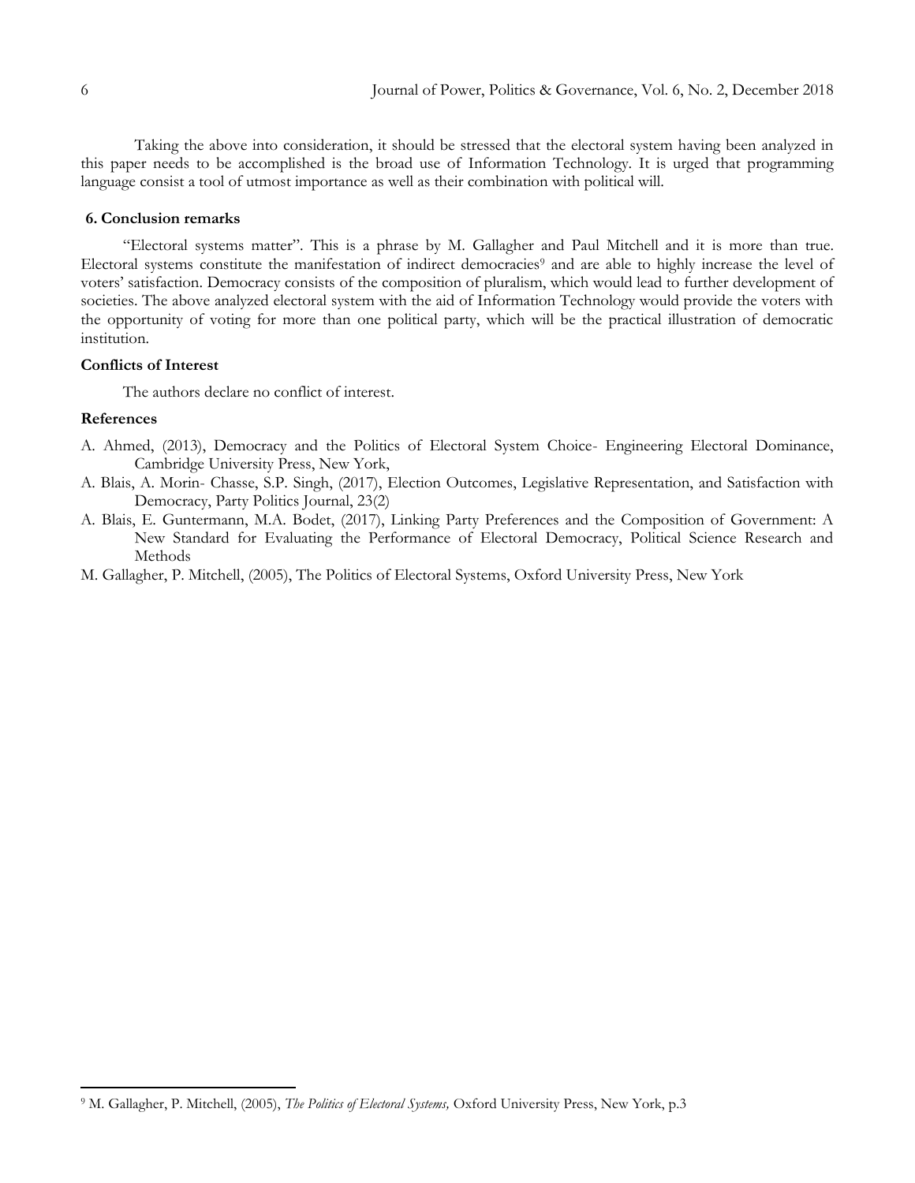Taking the above into consideration, it should be stressed that the electoral system having been analyzed in this paper needs to be accomplished is the broad use of Information Technology. It is urged that programming language consist a tool of utmost importance as well as their combination with political will.

## 6. Conclusion remarks

"Electoral systems matter". This is a phrase by M. Gallagher and Paul Mitchell and it is more than true. Electoral systems constitute the manifestation of indirect democracies[9] and are able to highly increase the level of voters' satisfaction. Democracy consists of the composition of pluralism, which would lead to further development of societies. The above analyzed electoral system with the aid of Information Technology would provide the voters with the opportunity of voting for more than one political party, which will be the practical illustration of democratic institution.

## Conflicts of Interest

The authors declare no conflict of interest.

## References

A. Ahmed, (2013), Democracy and the Politics of Electoral System Choice- Engineering Electoral Dominance, Cambridge University Press, New York,

A. Blais, A. Morin- Chasse, S.P. Singh, (2017), Election Outcomes, Legislative Representation, and Satisfaction with Democracy, Party Politics Journal, 23(2)

A. Blais, E. Guntermann, M.A. Bodet, (2017), Linking Party Preferences and the Composition of Government: A New Standard for Evaluating the Performance of Electoral Democracy, Political Science Research and Methods

M. Gallagher, P. Mitchell, (2005), The Politics of Electoral Systems, Oxford University Press, New York

---

[9] M. Gallagher, P. Mitchell, (2005), *The Politics of Electoral Systems,* Oxford University Press, New York, p.3